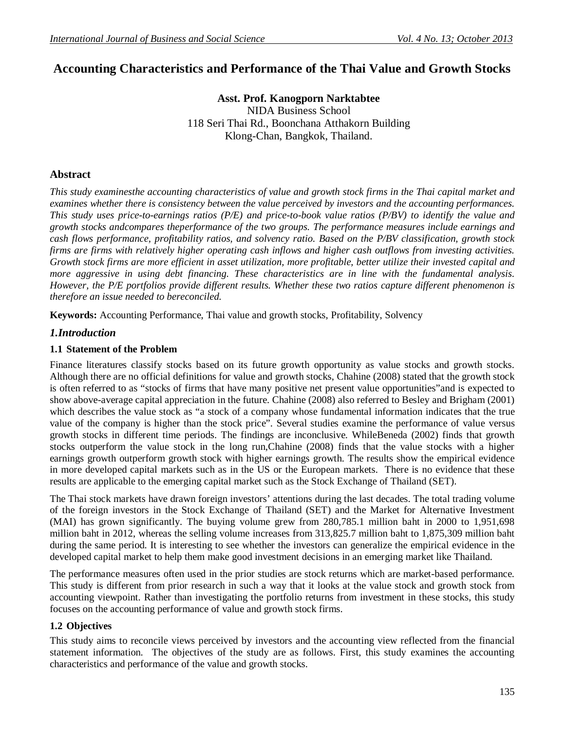# Accounting Characteristics and Performance of the Thai Value and Growth Stocks

**Asst. Prof. Kanogporn Narktabtee**
NIDA Business School
118 Seri Thai Rd., Boonchana Atthakorn Building
Klong-Chan, Bangkok, Thailand.

## Abstract

*This study examinesthe accounting characteristics of value and growth stock firms in the Thai capital market and examines whether there is consistency between the value perceived by investors and the accounting performances. This study uses price-to-earnings ratios (P/E) and price-to-book value ratios (P/BV) to identify the value and growth stocks andcompares theperformance of the two groups. The performance measures include earnings and cash flows performance, profitability ratios, and solvency ratio. Based on the P/BV classification, growth stock firms are firms with relatively higher operating cash inflows and higher cash outflows from investing activities. Growth stock firms are more efficient in asset utilization, more profitable, better utilize their invested capital and more aggressive in using debt financing. These characteristics are in line with the fundamental analysis. However, the P/E portfolios provide different results. Whether these two ratios capture different phenomenon is therefore an issue needed to bereconciled.*

**Keywords:** Accounting Performance, Thai value and growth stocks, Profitability, Solvency

## *1.Introduction*

### 1.1 Statement of the Problem

Finance literatures classify stocks based on its future growth opportunity as value stocks and growth stocks. Although there are no official definitions for value and growth stocks, Chahine (2008) stated that the growth stock is often referred to as "stocks of firms that have many positive net present value opportunities"and is expected to show above-average capital appreciation in the future. Chahine (2008) also referred to Besley and Brigham (2001) which describes the value stock as "a stock of a company whose fundamental information indicates that the true value of the company is higher than the stock price". Several studies examine the performance of value versus growth stocks in different time periods. The findings are inconclusive. WhileBeneda (2002) finds that growth stocks outperform the value stock in the long run,Chahine (2008) finds that the value stocks with a higher earnings growth outperform growth stock with higher earnings growth. The results show the empirical evidence in more developed capital markets such as in the US or the European markets. There is no evidence that these results are applicable to the emerging capital market such as the Stock Exchange of Thailand (SET).

The Thai stock markets have drawn foreign investors' attentions during the last decades. The total trading volume of the foreign investors in the Stock Exchange of Thailand (SET) and the Market for Alternative Investment (MAI) has grown significantly. The buying volume grew from 280,785.1 million baht in 2000 to 1,951,698 million baht in 2012, whereas the selling volume increases from 313,825.7 million baht to 1,875,309 million baht during the same period. It is interesting to see whether the investors can generalize the empirical evidence in the developed capital market to help them make good investment decisions in an emerging market like Thailand.

The performance measures often used in the prior studies are stock returns which are market-based performance. This study is different from prior research in such a way that it looks at the value stock and growth stock from accounting viewpoint. Rather than investigating the portfolio returns from investment in these stocks, this study focuses on the accounting performance of value and growth stock firms.

### 1.2 Objectives

This study aims to reconcile views perceived by investors and the accounting view reflected from the financial statement information. The objectives of the study are as follows. First, this study examines the accounting characteristics and performance of the value and growth stocks.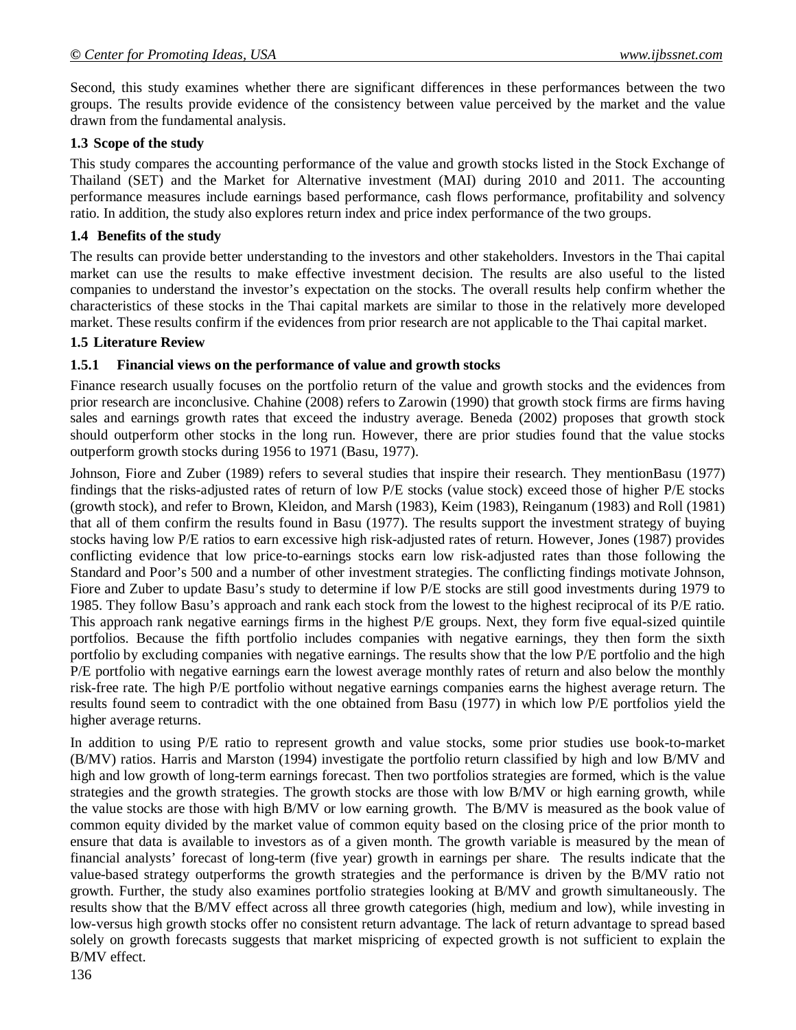Second, this study examines whether there are significant differences in these performances between the two groups. The results provide evidence of the consistency between value perceived by the market and the value drawn from the fundamental analysis.

### 1.3 Scope of the study

This study compares the accounting performance of the value and growth stocks listed in the Stock Exchange of Thailand (SET) and the Market for Alternative investment (MAI) during 2010 and 2011. The accounting performance measures include earnings based performance, cash flows performance, profitability and solvency ratio. In addition, the study also explores return index and price index performance of the two groups.

### 1.4 Benefits of the study

The results can provide better understanding to the investors and other stakeholders. Investors in the Thai capital market can use the results to make effective investment decision. The results are also useful to the listed companies to understand the investor's expectation on the stocks. The overall results help confirm whether the characteristics of these stocks in the Thai capital markets are similar to those in the relatively more developed market. These results confirm if the evidences from prior research are not applicable to the Thai capital market.

### 1.5 Literature Review

#### 1.5.1 Financial views on the performance of value and growth stocks

Finance research usually focuses on the portfolio return of the value and growth stocks and the evidences from prior research are inconclusive. Chahine (2008) refers to Zarowin (1990) that growth stock firms are firms having sales and earnings growth rates that exceed the industry average. Beneda (2002) proposes that growth stock should outperform other stocks in the long run. However, there are prior studies found that the value stocks outperform growth stocks during 1956 to 1971 (Basu, 1977).

Johnson, Fiore and Zuber (1989) refers to several studies that inspire their research. They mentionBasu (1977) findings that the risks-adjusted rates of return of low P/E stocks (value stock) exceed those of higher P/E stocks (growth stock), and refer to Brown, Kleidon, and Marsh (1983), Keim (1983), Reinganum (1983) and Roll (1981) that all of them confirm the results found in Basu (1977). The results support the investment strategy of buying stocks having low P/E ratios to earn excessive high risk-adjusted rates of return. However, Jones (1987) provides conflicting evidence that low price-to-earnings stocks earn low risk-adjusted rates than those following the Standard and Poor's 500 and a number of other investment strategies. The conflicting findings motivate Johnson, Fiore and Zuber to update Basu's study to determine if low P/E stocks are still good investments during 1979 to 1985. They follow Basu's approach and rank each stock from the lowest to the highest reciprocal of its P/E ratio. This approach rank negative earnings firms in the highest P/E groups. Next, they form five equal-sized quintile portfolios. Because the fifth portfolio includes companies with negative earnings, they then form the sixth portfolio by excluding companies with negative earnings. The results show that the low P/E portfolio and the high P/E portfolio with negative earnings earn the lowest average monthly rates of return and also below the monthly risk-free rate. The high P/E portfolio without negative earnings companies earns the highest average return. The results found seem to contradict with the one obtained from Basu (1977) in which low P/E portfolios yield the higher average returns.

In addition to using P/E ratio to represent growth and value stocks, some prior studies use book-to-market (B/MV) ratios. Harris and Marston (1994) investigate the portfolio return classified by high and low B/MV and high and low growth of long-term earnings forecast. Then two portfolios strategies are formed, which is the value strategies and the growth strategies. The growth stocks are those with low B/MV or high earning growth, while the value stocks are those with high B/MV or low earning growth. The B/MV is measured as the book value of common equity divided by the market value of common equity based on the closing price of the prior month to ensure that data is available to investors as of a given month. The growth variable is measured by the mean of financial analysts' forecast of long-term (five year) growth in earnings per share. The results indicate that the value-based strategy outperforms the growth strategies and the performance is driven by the B/MV ratio not growth. Further, the study also examines portfolio strategies looking at B/MV and growth simultaneously. The results show that the B/MV effect across all three growth categories (high, medium and low), while investing in low-versus high growth stocks offer no consistent return advantage. The lack of return advantage to spread based solely on growth forecasts suggests that market mispricing of expected growth is not sufficient to explain the B/MV effect.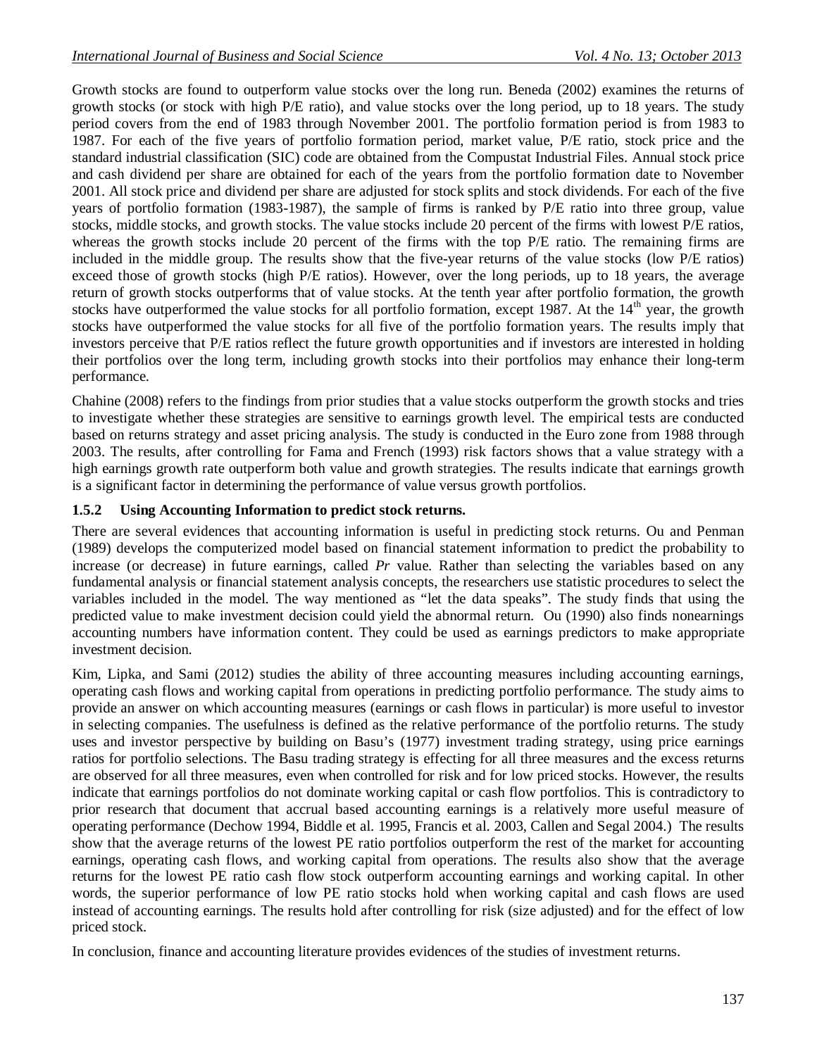Growth stocks are found to outperform value stocks over the long run. Beneda (2002) examines the returns of growth stocks (or stock with high P/E ratio), and value stocks over the long period, up to 18 years. The study period covers from the end of 1983 through November 2001. The portfolio formation period is from 1983 to 1987. For each of the five years of portfolio formation period, market value, P/E ratio, stock price and the standard industrial classification (SIC) code are obtained from the Compustat Industrial Files. Annual stock price and cash dividend per share are obtained for each of the years from the portfolio formation date to November 2001. All stock price and dividend per share are adjusted for stock splits and stock dividends. For each of the five years of portfolio formation (1983-1987), the sample of firms is ranked by P/E ratio into three group, value stocks, middle stocks, and growth stocks. The value stocks include 20 percent of the firms with lowest P/E ratios, whereas the growth stocks include 20 percent of the firms with the top P/E ratio. The remaining firms are included in the middle group. The results show that the five-year returns of the value stocks (low P/E ratios) exceed those of growth stocks (high P/E ratios). However, over the long periods, up to 18 years, the average return of growth stocks outperforms that of value stocks. At the tenth year after portfolio formation, the growth stocks have outperformed the value stocks for all portfolio formation, except 1987. At the 14th year, the growth stocks have outperformed the value stocks for all five of the portfolio formation years. The results imply that investors perceive that P/E ratios reflect the future growth opportunities and if investors are interested in holding their portfolios over the long term, including growth stocks into their portfolios may enhance their long-term performance.

Chahine (2008) refers to the findings from prior studies that a value stocks outperform the growth stocks and tries to investigate whether these strategies are sensitive to earnings growth level. The empirical tests are conducted based on returns strategy and asset pricing analysis. The study is conducted in the Euro zone from 1988 through 2003. The results, after controlling for Fama and French (1993) risk factors shows that a value strategy with a high earnings growth rate outperform both value and growth strategies. The results indicate that earnings growth is a significant factor in determining the performance of value versus growth portfolios.

### 1.5.2 Using Accounting Information to predict stock returns.

There are several evidences that accounting information is useful in predicting stock returns. Ou and Penman (1989) develops the computerized model based on financial statement information to predict the probability to increase (or decrease) in future earnings, called *Pr* value. Rather than selecting the variables based on any fundamental analysis or financial statement analysis concepts, the researchers use statistic procedures to select the variables included in the model. The way mentioned as "let the data speaks". The study finds that using the predicted value to make investment decision could yield the abnormal return. Ou (1990) also finds nonearnings accounting numbers have information content. They could be used as earnings predictors to make appropriate investment decision.

Kim, Lipka, and Sami (2012) studies the ability of three accounting measures including accounting earnings, operating cash flows and working capital from operations in predicting portfolio performance. The study aims to provide an answer on which accounting measures (earnings or cash flows in particular) is more useful to investor in selecting companies. The usefulness is defined as the relative performance of the portfolio returns. The study uses and investor perspective by building on Basu's (1977) investment trading strategy, using price earnings ratios for portfolio selections. The Basu trading strategy is effecting for all three measures and the excess returns are observed for all three measures, even when controlled for risk and for low priced stocks. However, the results indicate that earnings portfolios do not dominate working capital or cash flow portfolios. This is contradictory to prior research that document that accrual based accounting earnings is a relatively more useful measure of operating performance (Dechow 1994, Biddle et al. 1995, Francis et al. 2003, Callen and Segal 2004.) The results show that the average returns of the lowest PE ratio portfolios outperform the rest of the market for accounting earnings, operating cash flows, and working capital from operations. The results also show that the average returns for the lowest PE ratio cash flow stock outperform accounting earnings and working capital. In other words, the superior performance of low PE ratio stocks hold when working capital and cash flows are used instead of accounting earnings. The results hold after controlling for risk (size adjusted) and for the effect of low priced stock.

In conclusion, finance and accounting literature provides evidences of the studies of investment returns.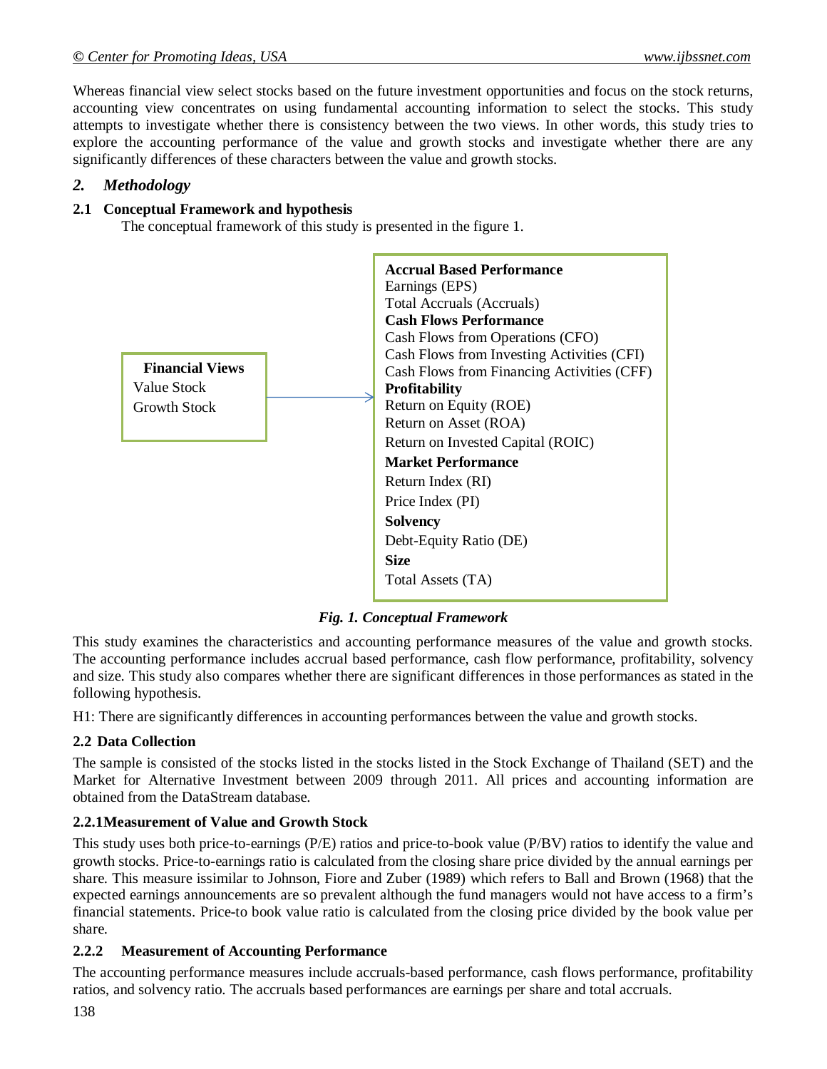Whereas financial view select stocks based on the future investment opportunities and focus on the stock returns, accounting view concentrates on using fundamental accounting information to select the stocks. This study attempts to investigate whether there is consistency between the two views. In other words, this study tries to explore the accounting performance of the value and growth stocks and investigate whether there are any significantly differences of these characters between the value and growth stocks.

## *2. Methodology*

### 2.1 Conceptual Framework and hypothesis

The conceptual framework of this study is presented in the figure 1.

**Financial Views**
Value Stock
Growth Stock

→

**Accrual Based Performance**
Earnings (EPS)
Total Accruals (Accruals)
**Cash Flows Performance**
Cash Flows from Operations (CFO)
Cash Flows from Investing Activities (CFI)
Cash Flows from Financing Activities (CFF)
**Profitability**
Return on Equity (ROE)
Return on Asset (ROA)
Return on Invested Capital (ROIC)
**Market Performance**
Return Index (RI)
Price Index (PI)
**Solvency**
Debt-Equity Ratio (DE)
**Size**
Total Assets (TA)

***Fig. 1. Conceptual Framework***

This study examines the characteristics and accounting performance measures of the value and growth stocks. The accounting performance includes accrual based performance, cash flow performance, profitability, solvency and size. This study also compares whether there are significant differences in those performances as stated in the following hypothesis.

H1: There are significantly differences in accounting performances between the value and growth stocks.

### 2.2 Data Collection

The sample is consisted of the stocks listed in the stocks listed in the Stock Exchange of Thailand (SET) and the Market for Alternative Investment between 2009 through 2011. All prices and accounting information are obtained from the DataStream database.

#### 2.2.1Measurement of Value and Growth Stock

This study uses both price-to-earnings (P/E) ratios and price-to-book value (P/BV) ratios to identify the value and growth stocks. Price-to-earnings ratio is calculated from the closing share price divided by the annual earnings per share. This measure issimilar to Johnson, Fiore and Zuber (1989) which refers to Ball and Brown (1968) that the expected earnings announcements are so prevalent although the fund managers would not have access to a firm's financial statements. Price-to book value ratio is calculated from the closing price divided by the book value per share.

#### 2.2.2 Measurement of Accounting Performance

The accounting performance measures include accruals-based performance, cash flows performance, profitability ratios, and solvency ratio. The accruals based performances are earnings per share and total accruals.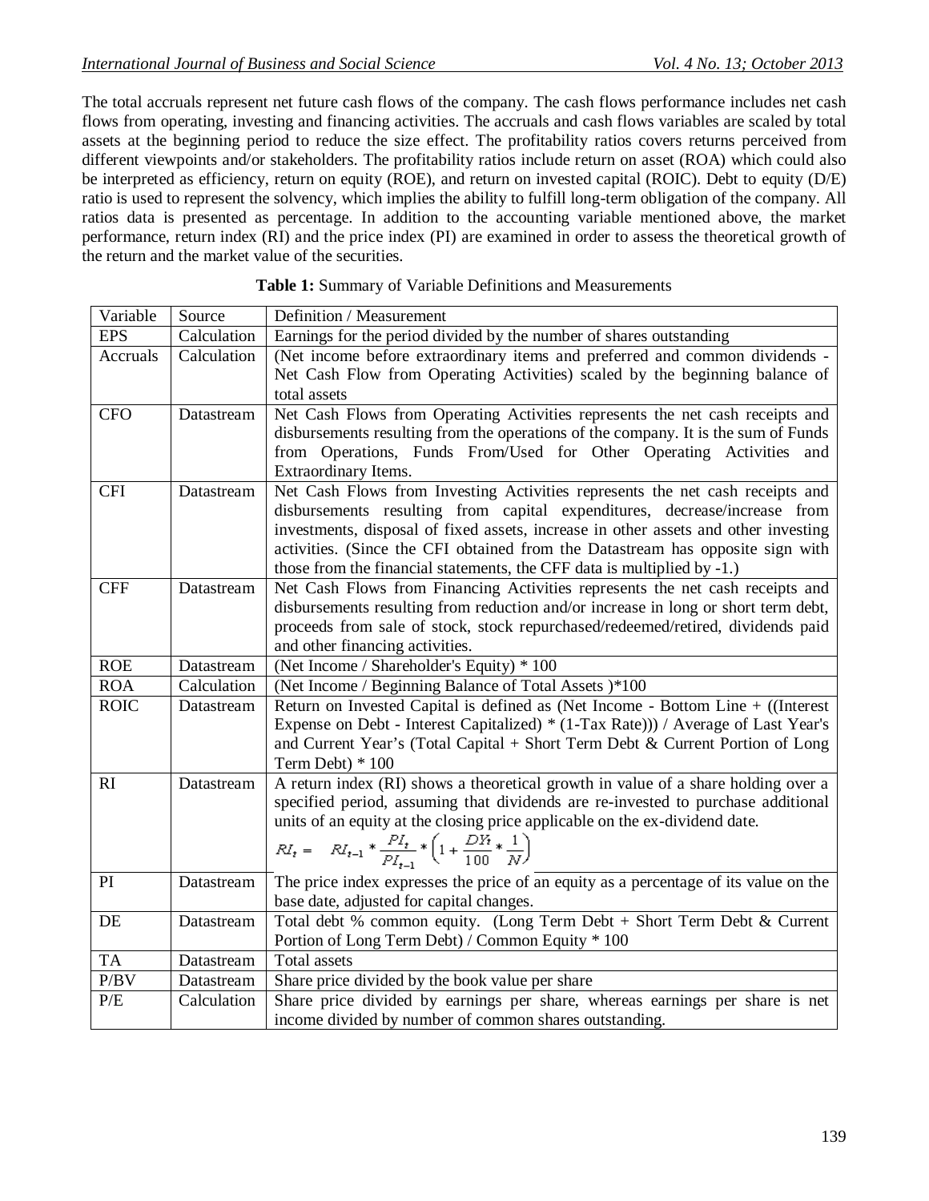The total accruals represent net future cash flows of the company. The cash flows performance includes net cash flows from operating, investing and financing activities. The accruals and cash flows variables are scaled by total assets at the beginning period to reduce the size effect. The profitability ratios covers returns perceived from different viewpoints and/or stakeholders. The profitability ratios include return on asset (ROA) which could also be interpreted as efficiency, return on equity (ROE), and return on invested capital (ROIC). Debt to equity (D/E) ratio is used to represent the solvency, which implies the ability to fulfill long-term obligation of the company. All ratios data is presented as percentage. In addition to the accounting variable mentioned above, the market performance, return index (RI) and the price index (PI) are examined in order to assess the theoretical growth of the return and the market value of the securities.

**Table 1:** Summary of Variable Definitions and Measurements

| Variable | Source | Definition / Measurement |
|---|---|---|
| EPS | Calculation | Earnings for the period divided by the number of shares outstanding |
| Accruals | Calculation | (Net income before extraordinary items and preferred and common dividends - Net Cash Flow from Operating Activities) scaled by the beginning balance of total assets |
| CFO | Datastream | Net Cash Flows from Operating Activities represents the net cash receipts and disbursements resulting from the operations of the company. It is the sum of Funds from Operations, Funds From/Used for Other Operating Activities and Extraordinary Items. |
| CFI | Datastream | Net Cash Flows from Investing Activities represents the net cash receipts and disbursements resulting from capital expenditures, decrease/increase from investments, disposal of fixed assets, increase in other assets and other investing activities. (Since the CFI obtained from the Datastream has opposite sign with those from the financial statements, the CFF data is multiplied by -1.) |
| CFF | Datastream | Net Cash Flows from Financing Activities represents the net cash receipts and disbursements resulting from reduction and/or increase in long or short term debt, proceeds from sale of stock, stock repurchased/redeemed/retired, dividends paid and other financing activities. |
| ROE | Datastream | (Net Income / Shareholder's Equity) * 100 |
| ROA | Calculation | (Net Income / Beginning Balance of Total Assets )*100 |
| ROIC | Datastream | Return on Invested Capital is defined as (Net Income - Bottom Line + ((Interest Expense on Debt - Interest Capitalized) * (1-Tax Rate))) / Average of Last Year's and Current Year's (Total Capital + Short Term Debt & Current Portion of Long Term Debt) * 100 |
| RI | Datastream | A return index (RI) shows a theoretical growth in value of a share holding over a specified period, assuming that dividends are re-invested to purchase additional units of an equity at the closing price applicable on the ex-dividend date. $RI_t = RI_{t-1} * \frac{PI_t}{PI_{t-1}} * \left(1 + \frac{DY_t}{100} * \frac{1}{N}\right)$ |
| PI | Datastream | The price index expresses the price of an equity as a percentage of its value on the base date, adjusted for capital changes. |
| DE | Datastream | Total debt % common equity. (Long Term Debt + Short Term Debt & Current Portion of Long Term Debt) / Common Equity * 100 |
| TA | Datastream | Total assets |
| P/BV | Datastream | Share price divided by the book value per share |
| P/E | Calculation | Share price divided by earnings per share, whereas earnings per share is net income divided by number of common shares outstanding. |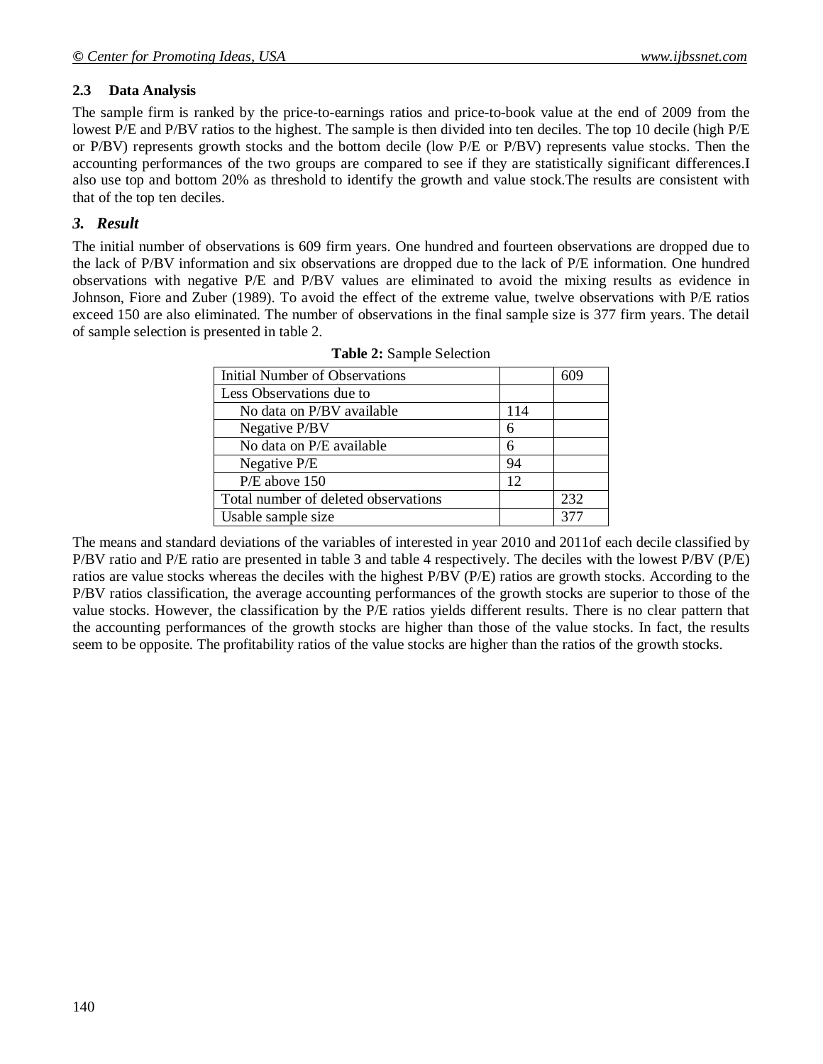### 2.3 Data Analysis

The sample firm is ranked by the price-to-earnings ratios and price-to-book value at the end of 2009 from the lowest P/E and P/BV ratios to the highest. The sample is then divided into ten deciles. The top 10 decile (high P/E or P/BV) represents growth stocks and the bottom decile (low P/E or P/BV) represents value stocks. Then the accounting performances of the two groups are compared to see if they are statistically significant differences.I also use top and bottom 20% as threshold to identify the growth and value stock.The results are consistent with that of the top ten deciles.

## *3. Result*

The initial number of observations is 609 firm years. One hundred and fourteen observations are dropped due to the lack of P/BV information and six observations are dropped due to the lack of P/E information. One hundred observations with negative P/E and P/BV values are eliminated to avoid the mixing results as evidence in Johnson, Fiore and Zuber (1989). To avoid the effect of the extreme value, twelve observations with P/E ratios exceed 150 are also eliminated. The number of observations in the final sample size is 377 firm years. The detail of sample selection is presented in table 2.

**Table 2:** Sample Selection

| Initial Number of Observations | | 609 |
|---|---|---|
| Less Observations due to | | |
| No data on P/BV available | 114 | |
| Negative P/BV | 6 | |
| No data on P/E available | 6 | |
| Negative P/E | 94 | |
| P/E above 150 | 12 | |
| Total number of deleted observations | | 232 |
| Usable sample size | | 377 |

The means and standard deviations of the variables of interested in year 2010 and 2011of each decile classified by P/BV ratio and P/E ratio are presented in table 3 and table 4 respectively. The deciles with the lowest P/BV (P/E) ratios are value stocks whereas the deciles with the highest P/BV (P/E) ratios are growth stocks. According to the P/BV ratios classification, the average accounting performances of the growth stocks are superior to those of the value stocks. However, the classification by the P/E ratios yields different results. There is no clear pattern that the accounting performances of the growth stocks are higher than those of the value stocks. In fact, the results seem to be opposite. The profitability ratios of the value stocks are higher than the ratios of the growth stocks.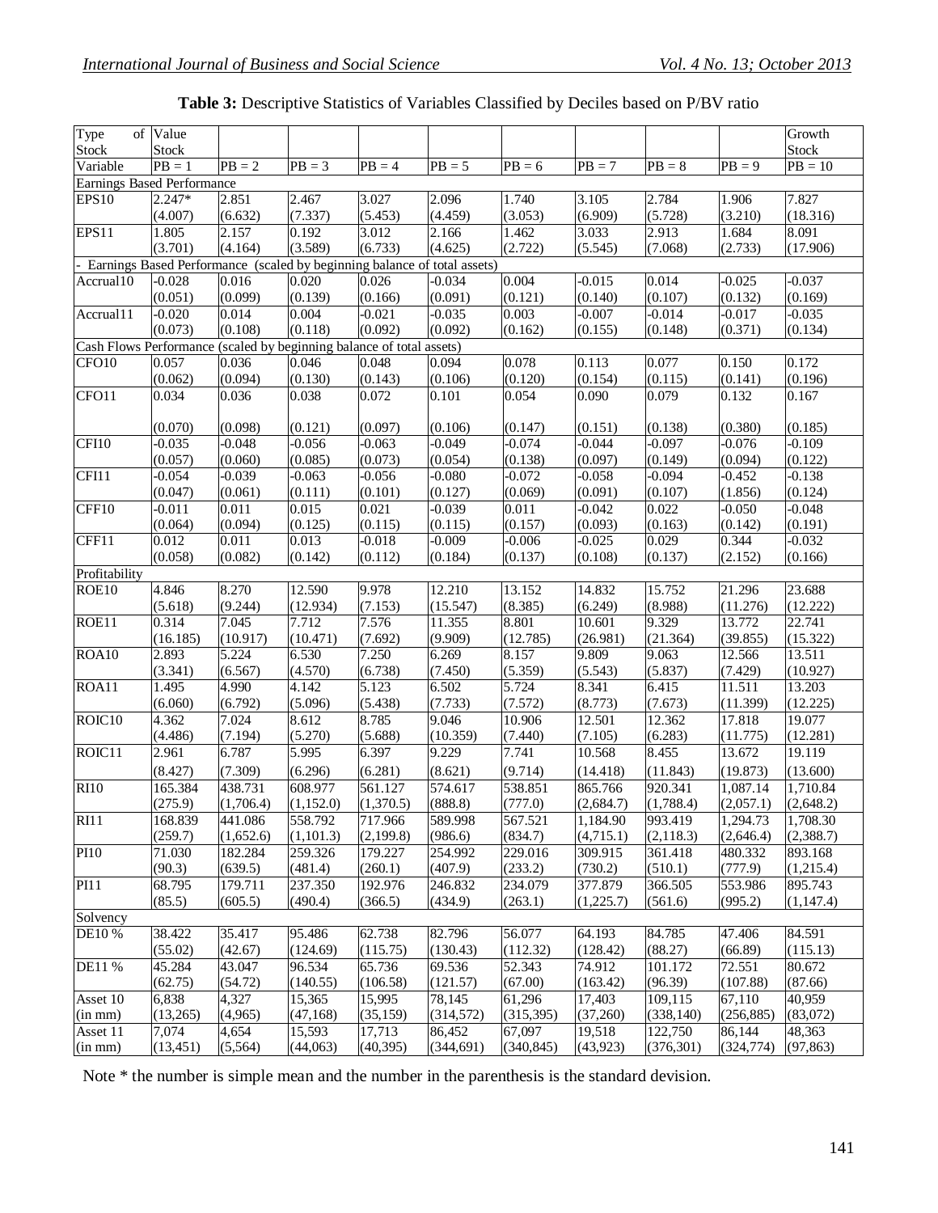**Table 3:** Descriptive Statistics of Variables Classified by Deciles based on P/BV ratio

| Type of Stock | Value Stock | | | | | | | | | Growth Stock |
|---|---|---|---|---|---|---|---|---|---|---|
| Variable | PB = 1 | PB = 2 | PB = 3 | PB = 4 | PB = 5 | PB = 6 | PB = 7 | PB = 8 | PB = 9 | PB = 10 |
| Earnings Based Performance | | | | | | | | | | |
| EPS10 | 2.247* | 2.851 | 2.467 | 3.027 | 2.096 | 1.740 | 3.105 | 2.784 | 1.906 | 7.827 |
| | (4.007) | (6.632) | (7.337) | (5.453) | (4.459) | (3.053) | (6.909) | (5.728) | (3.210) | (18.316) |
| EPS11 | 1.805 | 2.157 | 0.192 | 3.012 | 2.166 | 1.462 | 3.033 | 2.913 | 1.684 | 8.091 |
| | (3.701) | (4.164) | (3.589) | (6.733) | (4.625) | (2.722) | (5.545) | (7.068) | (2.733) | (17.906) |
| - Earnings Based Performance (scaled by beginning balance of total assets) | | | | | | | | | | |
| Accrual10 | -0.028 | 0.016 | 0.020 | 0.026 | -0.034 | 0.004 | -0.015 | 0.014 | -0.025 | -0.037 |
| | (0.051) | (0.099) | (0.139) | (0.166) | (0.091) | (0.121) | (0.140) | (0.107) | (0.132) | (0.169) |
| Accrual11 | -0.020 | 0.014 | 0.004 | -0.021 | -0.035 | 0.003 | -0.007 | -0.014 | -0.017 | -0.035 |
| | (0.073) | (0.108) | (0.118) | (0.092) | (0.092) | (0.162) | (0.155) | (0.148) | (0.371) | (0.134) |
| Cash Flows Performance (scaled by beginning balance of total assets) | | | | | | | | | | |
| CFO10 | 0.057 | 0.036 | 0.046 | 0.048 | 0.094 | 0.078 | 0.113 | 0.077 | 0.150 | 0.172 |
| | (0.062) | (0.094) | (0.130) | (0.143) | (0.106) | (0.120) | (0.154) | (0.115) | (0.141) | (0.196) |
| CFO11 | 0.034 | 0.036 | 0.038 | 0.072 | 0.101 | 0.054 | 0.090 | 0.079 | 0.132 | 0.167 |
| | (0.070) | (0.098) | (0.121) | (0.097) | (0.106) | (0.147) | (0.151) | (0.138) | (0.380) | (0.185) |
| CFI10 | -0.035 | -0.048 | -0.056 | -0.063 | -0.049 | -0.074 | -0.044 | -0.097 | -0.076 | -0.109 |
| | (0.057) | (0.060) | (0.085) | (0.073) | (0.054) | (0.138) | (0.097) | (0.149) | (0.094) | (0.122) |
| CFI11 | -0.054 | -0.039 | -0.063 | -0.056 | -0.080 | -0.072 | -0.058 | -0.094 | -0.452 | -0.138 |
| | (0.047) | (0.061) | (0.111) | (0.101) | (0.127) | (0.069) | (0.091) | (0.107) | (1.856) | (0.124) |
| CFF10 | -0.011 | 0.011 | 0.015 | 0.021 | -0.039 | 0.011 | -0.042 | 0.022 | -0.050 | -0.048 |
| | (0.064) | (0.094) | (0.125) | (0.115) | (0.115) | (0.157) | (0.093) | (0.163) | (0.142) | (0.191) |
| CFF11 | 0.012 | 0.011 | 0.013 | -0.018 | -0.009 | -0.006 | -0.025 | 0.029 | 0.344 | -0.032 |
| | (0.058) | (0.082) | (0.142) | (0.112) | (0.184) | (0.137) | (0.108) | (0.137) | (2.152) | (0.166) |
| Profitability | | | | | | | | | | |
| ROE10 | 4.846 | 8.270 | 12.590 | 9.978 | 12.210 | 13.152 | 14.832 | 15.752 | 21.296 | 23.688 |
| | (5.618) | (9.244) | (12.934) | (7.153) | (15.547) | (8.385) | (6.249) | (8.988) | (11.276) | (12.222) |
| ROE11 | 0.314 | 7.045 | 7.712 | 7.576 | 11.355 | 8.801 | 10.601 | 9.329 | 13.772 | 22.741 |
| | (16.185) | (10.917) | (10.471) | (7.692) | (9.909) | (12.785) | (26.981) | (21.364) | (39.855) | (15.322) |
| ROA10 | 2.893 | 5.224 | 6.530 | 7.250 | 6.269 | 8.157 | 9.809 | 9.063 | 12.566 | 13.511 |
| | (3.341) | (6.567) | (4.570) | (6.738) | (7.450) | (5.359) | (5.543) | (5.837) | (7.429) | (10.927) |
| ROA11 | 1.495 | 4.990 | 4.142 | 5.123 | 6.502 | 5.724 | 8.341 | 6.415 | 11.511 | 13.203 |
| | (6.060) | (6.792) | (5.096) | (5.438) | (7.733) | (7.572) | (8.773) | (7.673) | (11.399) | (12.225) |
| ROIC10 | 4.362 | 7.024 | 8.612 | 8.785 | 9.046 | 10.906 | 12.501 | 12.362 | 17.818 | 19.077 |
| | (4.486) | (7.194) | (5.270) | (5.688) | (10.359) | (7.440) | (7.105) | (6.283) | (11.775) | (12.281) |
| ROIC11 | 2.961 | 6.787 | 5.995 | 6.397 | 9.229 | 7.741 | 10.568 | 8.455 | 13.672 | 19.119 |
| | (8.427) | (7.309) | (6.296) | (6.281) | (8.621) | (9.714) | (14.418) | (11.843) | (19.873) | (13.600) |
| RI10 | 165.384 | 438.731 | 608.977 | 561.127 | 574.617 | 538.851 | 865.766 | 920.341 | 1,087.14 | 1,710.84 |
| | (275.9) | (1,706.4) | (1,152.0) | (1,370.5) | (888.8) | (777.0) | (2,684.7) | (1,788.4) | (2,057.1) | (2,648.2) |
| RI11 | 168.839 | 441.086 | 558.792 | 717.966 | 589.998 | 567.521 | 1,184.90 | 993.419 | 1,294.73 | 1,708.30 |
| | (259.7) | (1,652.6) | (1,101.3) | (2,199.8) | (986.6) | (834.7) | (4,715.1) | (2,118.3) | (2,646.4) | (2,388.7) |
| PI10 | 71.030 | 182.284 | 259.326 | 179.227 | 254.992 | 229.016 | 309.915 | 361.418 | 480.332 | 893.168 |
| | (90.3) | (639.5) | (481.4) | (260.1) | (407.9) | (233.2) | (730.2) | (510.1) | (777.9) | (1,215.4) |
| PI11 | 68.795 | 179.711 | 237.350 | 192.976 | 246.832 | 234.079 | 377.879 | 366.505 | 553.986 | 895.743 |
| | (85.5) | (605.5) | (490.4) | (366.5) | (434.9) | (263.1) | (1,225.7) | (561.6) | (995.2) | (1,147.4) |
| Solvency | | | | | | | | | | |
| DE10 % | 38.422 | 35.417 | 95.486 | 62.738 | 82.796 | 56.077 | 64.193 | 84.785 | 47.406 | 84.591 |
| | (55.02) | (42.67) | (124.69) | (115.75) | (130.43) | (112.32) | (128.42) | (88.27) | (66.89) | (115.13) |
| DE11 % | 45.284 | 43.047 | 96.534 | 65.736 | 69.536 | 52.343 | 74.912 | 101.172 | 72.551 | 80.672 |
| | (62.75) | (54.72) | (140.55) | (106.58) | (121.57) | (67.00) | (163.42) | (96.39) | (107.88) | (87.66) |
| Asset 10 (in mm) | 6,838 | 4,327 | 15,365 | 15,995 | 78,145 | 61,296 | 17,403 | 109,115 | 67,110 | 40,959 |
| | (13,265) | (4,965) | (47,168) | (35,159) | (314,572) | (315,395) | (37,260) | (338,140) | (256,885) | (83,072) |
| Asset 11 (in mm) | 7,074 | 4,654 | 15,593 | 17,713 | 86,452 | 67,097 | 19,518 | 122,750 | 86,144 | 48,363 |
| | (13,451) | (5,564) | (44,063) | (40,395) | (344,691) | (340,845) | (43,923) | (376,301) | (324,774) | (97,863) |

Note * the number is simple mean and the number in the parenthesis is the standard devision.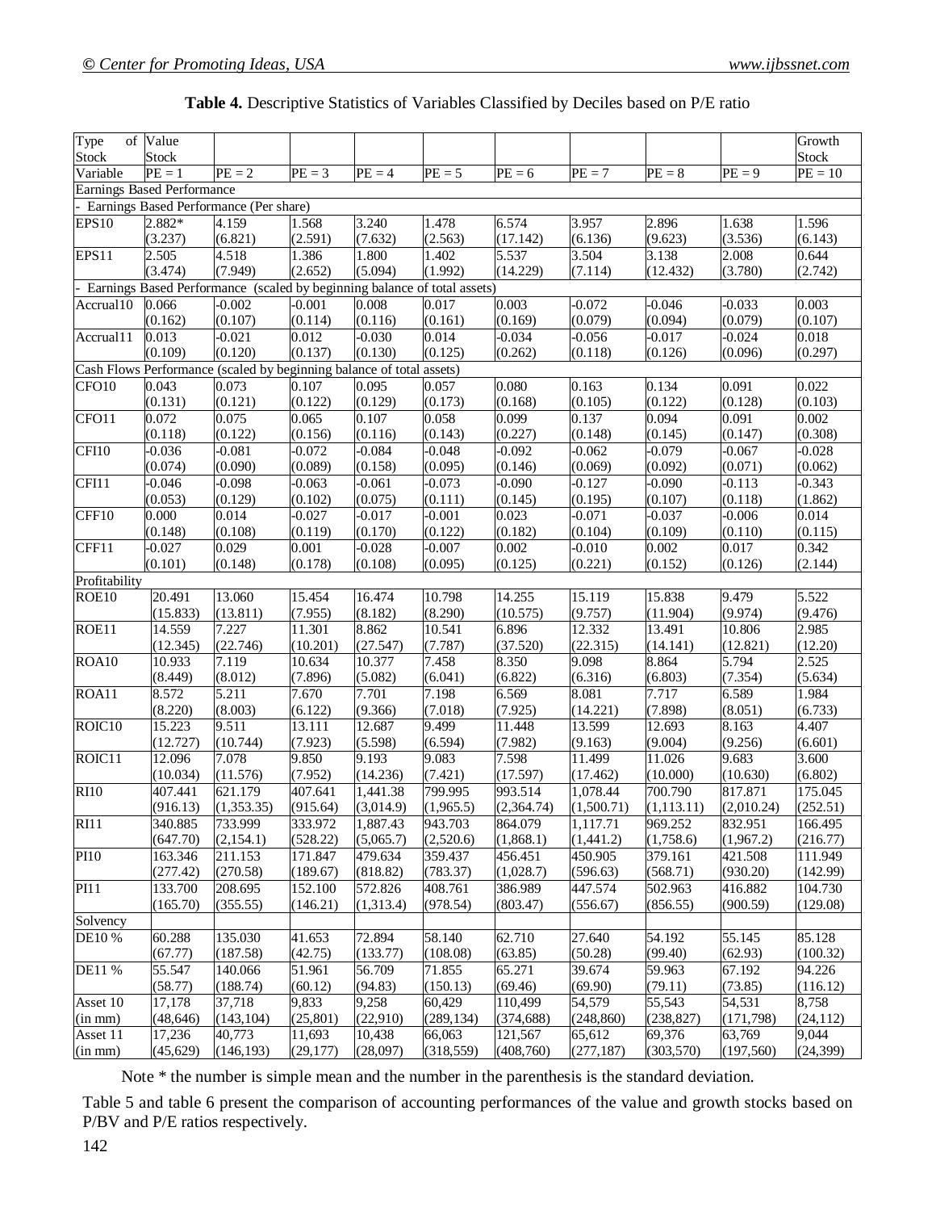**Table 4.** Descriptive Statistics of Variables Classified by Deciles based on P/E ratio

| Type of Stock | Value Stock | | | | | | | | | Growth Stock |
|---|---|---|---|---|---|---|---|---|---|---|
| Variable | PE = 1 | PE = 2 | PE = 3 | PE = 4 | PE = 5 | PE = 6 | PE = 7 | PE = 8 | PE = 9 | PE = 10 |
| Earnings Based Performance | | | | | | | | | | |
| - Earnings Based Performance (Per share) | | | | | | | | | | |
| EPS10 | 2.882* | 4.159 | 1.568 | 3.240 | 1.478 | 6.574 | 3.957 | 2.896 | 1.638 | 1.596 |
| | (3.237) | (6.821) | (2.591) | (7.632) | (2.563) | (17.142) | (6.136) | (9.623) | (3.536) | (6.143) |
| EPS11 | 2.505 | 4.518 | 1.386 | 1.800 | 1.402 | 5.537 | 3.504 | 3.138 | 2.008 | 0.644 |
| | (3.474) | (7.949) | (2.652) | (5.094) | (1.992) | (14.229) | (7.114) | (12.432) | (3.780) | (2.742) |
| - Earnings Based Performance (scaled by beginning balance of total assets) | | | | | | | | | | |
| Accrual10 | 0.066 | -0.002 | -0.001 | 0.008 | 0.017 | 0.003 | -0.072 | -0.046 | -0.033 | 0.003 |
| | (0.162) | (0.107) | (0.114) | (0.116) | (0.161) | (0.169) | (0.079) | (0.094) | (0.079) | (0.107) |
| Accrual11 | 0.013 | -0.021 | 0.012 | -0.030 | 0.014 | -0.034 | -0.056 | -0.017 | -0.024 | 0.018 |
| | (0.109) | (0.120) | (0.137) | (0.130) | (0.125) | (0.262) | (0.118) | (0.126) | (0.096) | (0.297) |
| Cash Flows Performance (scaled by beginning balance of total assets) | | | | | | | | | | |
| CFO10 | 0.043 | 0.073 | 0.107 | 0.095 | 0.057 | 0.080 | 0.163 | 0.134 | 0.091 | 0.022 |
| | (0.131) | (0.121) | (0.122) | (0.129) | (0.173) | (0.168) | (0.105) | (0.122) | (0.128) | (0.103) |
| CFO11 | 0.072 | 0.075 | 0.065 | 0.107 | 0.058 | 0.099 | 0.137 | 0.094 | 0.091 | 0.002 |
| | (0.118) | (0.122) | (0.156) | (0.116) | (0.143) | (0.227) | (0.148) | (0.145) | (0.147) | (0.308) |
| CFI10 | -0.036 | -0.081 | -0.072 | -0.084 | -0.048 | -0.092 | -0.062 | -0.079 | -0.067 | -0.028 |
| | (0.074) | (0.090) | (0.089) | (0.158) | (0.095) | (0.146) | (0.069) | (0.092) | (0.071) | (0.062) |
| CFI11 | -0.046 | -0.098 | -0.063 | -0.061 | -0.073 | -0.090 | -0.127 | -0.090 | -0.113 | -0.343 |
| | (0.053) | (0.129) | (0.102) | (0.075) | (0.111) | (0.145) | (0.195) | (0.107) | (0.118) | (1.862) |
| CFF10 | 0.000 | 0.014 | -0.027 | -0.017 | -0.001 | 0.023 | -0.071 | -0.037 | -0.006 | 0.014 |
| | (0.148) | (0.108) | (0.119) | (0.170) | (0.122) | (0.182) | (0.104) | (0.109) | (0.110) | (0.115) |
| CFF11 | -0.027 | 0.029 | 0.001 | -0.028 | -0.007 | 0.002 | -0.010 | 0.002 | 0.017 | 0.342 |
| | (0.101) | (0.148) | (0.178) | (0.108) | (0.095) | (0.125) | (0.221) | (0.152) | (0.126) | (2.144) |
| Profitability | | | | | | | | | | |
| ROE10 | 20.491 | 13.060 | 15.454 | 16.474 | 10.798 | 14.255 | 15.119 | 15.838 | 9.479 | 5.522 |
| | (15.833) | (13.811) | (7.955) | (8.182) | (8.290) | (10.575) | (9.757) | (11.904) | (9.974) | (9.476) |
| ROE11 | 14.559 | 7.227 | 11.301 | 8.862 | 10.541 | 6.896 | 12.332 | 13.491 | 10.806 | 2.985 |
| | (12.345) | (22.746) | (10.201) | (27.547) | (7.787) | (37.520) | (22.315) | (14.141) | (12.821) | (12.20) |
| ROA10 | 10.933 | 7.119 | 10.634 | 10.377 | 7.458 | 8.350 | 9.098 | 8.864 | 5.794 | 2.525 |
| | (8.449) | (8.012) | (7.896) | (5.082) | (6.041) | (6.822) | (6.316) | (6.803) | (7.354) | (5.634) |
| ROA11 | 8.572 | 5.211 | 7.670 | 7.701 | 7.198 | 6.569 | 8.081 | 7.717 | 6.589 | 1.984 |
| | (8.220) | (8.003) | (6.122) | (9.366) | (7.018) | (7.925) | (14.221) | (7.898) | (8.051) | (6.733) |
| ROIC10 | 15.223 | 9.511 | 13.111 | 12.687 | 9.499 | 11.448 | 13.599 | 12.693 | 8.163 | 4.407 |
| | (12.727) | (10.744) | (7.923) | (5.598) | (6.594) | (7.982) | (9.163) | (9.004) | (9.256) | (6.601) |
| ROIC11 | 12.096 | 7.078 | 9.850 | 9.193 | 9.083 | 7.598 | 11.499 | 11.026 | 9.683 | 3.600 |
| | (10.034) | (11.576) | (7.952) | (14.236) | (7.421) | (17.597) | (17.462) | (10.000) | (10.630) | (6.802) |
| RI10 | 407.441 | 621.179 | 407.641 | 1,441.38 | 799.995 | 993.514 | 1,078.44 | 700.790 | 817.871 | 175.045 |
| | (916.13) | (1,353.35) | (915.64) | (3,014.9) | (1,965.5) | (2,364.74) | (1,500.71) | (1,113.11) | (2,010.24) | (252.51) |
| RI11 | 340.885 | 733.999 | 333.972 | 1,887.43 | 943.703 | 864.079 | 1,117.71 | 969.252 | 832.951 | 166.495 |
| | (647.70) | (2,154.1) | (528.22) | (5,065.7) | (2,520.6) | (1,868.1) | (1,441.2) | (1,758.6) | (1,967.2) | (216.77) |
| PI10 | 163.346 | 211.153 | 171.847 | 479.634 | 359.437 | 456.451 | 450.905 | 379.161 | 421.508 | 111.949 |
| | (277.42) | (270.58) | (189.67) | (818.82) | (783.37) | (1,028.7) | (596.63) | (568.71) | (930.20) | (142.99) |
| PI11 | 133.700 | 208.695 | 152.100 | 572.826 | 408.761 | 386.989 | 447.574 | 502.963 | 416.882 | 104.730 |
| | (165.70) | (355.55) | (146.21) | (1,313.4) | (978.54) | (803.47) | (556.67) | (856.55) | (900.59) | (129.08) |
| Solvency | | | | | | | | | | |
| DE10 % | 60.288 | 135.030 | 41.653 | 72.894 | 58.140 | 62.710 | 27.640 | 54.192 | 55.145 | 85.128 |
| | (67.77) | (187.58) | (42.75) | (133.77) | (108.08) | (63.85) | (50.28) | (99.40) | (62.93) | (100.32) |
| DE11 % | 55.547 | 140.066 | 51.961 | 56.709 | 71.855 | 65.271 | 39.674 | 59.963 | 67.192 | 94.226 |
| | (58.77) | (188.74) | (60.12) | (94.83) | (150.13) | (69.46) | (69.90) | (79.11) | (73.85) | (116.12) |
| Asset 10 (in mm) | 17,178 | 37,718 | 9,833 | 9,258 | 60,429 | 110,499 | 54,579 | 55,543 | 54,531 | 8,758 |
| | (48,646) | (143,104) | (25,801) | (22,910) | (289,134) | (374,688) | (248,860) | (238,827) | (171,798) | (24,112) |
| Asset 11 (in mm) | 17,236 | 40,773 | 11,693 | 10,438 | 66,063 | 121,567 | 65,612 | 69,376 | 63,769 | 9,044 |
| | (45,629) | (146,193) | (29,177) | (28,097) | (318,559) | (408,760) | (277,187) | (303,570) | (197,560) | (24,399) |

Note * the number is simple mean and the number in the parenthesis is the standard deviation.

Table 5 and table 6 present the comparison of accounting performances of the value and growth stocks based on P/BV and P/E ratios respectively.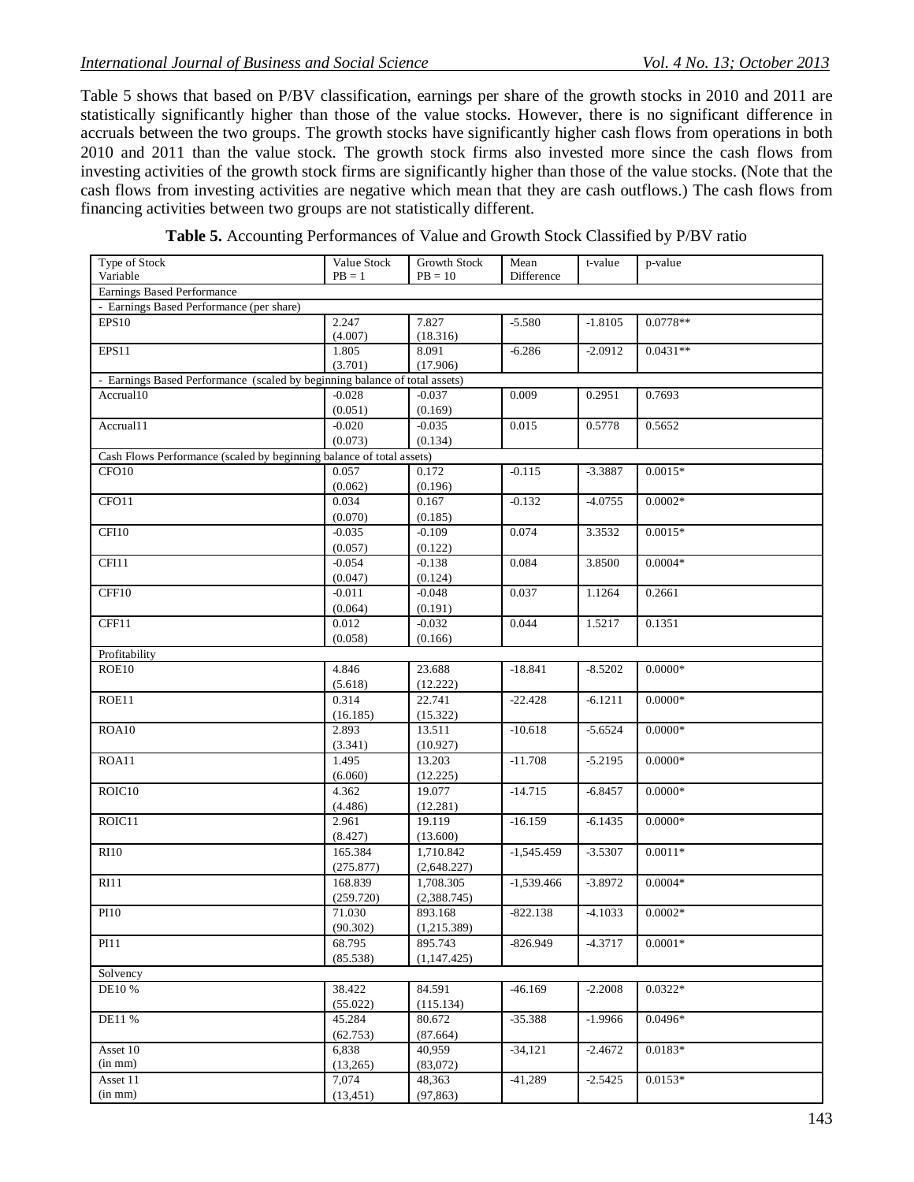Table 5 shows that based on P/BV classification, earnings per share of the growth stocks in 2010 and 2011 are statistically significantly higher than those of the value stocks. However, there is no significant difference in accruals between the two groups. The growth stocks have significantly higher cash flows from operations in both 2010 and 2011 than the value stock. The growth stock firms also invested more since the cash flows from investing activities of the growth stock firms are significantly higher than those of the value stocks. (Note that the cash flows from investing activities are negative which mean that they are cash outflows.) The cash flows from financing activities between two groups are not statistically different.

**Table 5.** Accounting Performances of Value and Growth Stock Classified by P/BV ratio

| Type of Stock<br>Variable | Value Stock<br>PB = 1 | Growth Stock<br>PB = 10 | Mean Difference | t-value | p-value |
|---|---|---|---|---|---|
| Earnings Based Performance | | | | | |
| - Earnings Based Performance (per share) | | | | | |
| EPS10 | 2.247<br>(4.007) | 7.827<br>(18.316) | -5.580 | -1.8105 | 0.0778** |
| EPS11 | 1.805<br>(3.701) | 8.091<br>(17.906) | -6.286 | -2.0912 | 0.0431** |
| - Earnings Based Performance (scaled by beginning balance of total assets) | | | | | |
| Accrual10 | -0.028<br>(0.051) | -0.037<br>(0.169) | 0.009 | 0.2951 | 0.7693 |
| Accrual11 | -0.020<br>(0.073) | -0.035<br>(0.134) | 0.015 | 0.5778 | 0.5652 |
| Cash Flows Performance (scaled by beginning balance of total assets) | | | | | |
| CFO10 | 0.057<br>(0.062) | 0.172<br>(0.196) | -0.115 | -3.3887 | 0.0015* |
| CFO11 | 0.034<br>(0.070) | 0.167<br>(0.185) | -0.132 | -4.0755 | 0.0002* |
| CFI10 | -0.035<br>(0.057) | -0.109<br>(0.122) | 0.074 | 3.3532 | 0.0015* |
| CFI11 | -0.054<br>(0.047) | -0.138<br>(0.124) | 0.084 | 3.8500 | 0.0004* |
| CFF10 | -0.011<br>(0.064) | -0.048<br>(0.191) | 0.037 | 1.1264 | 0.2661 |
| CFF11 | 0.012<br>(0.058) | -0.032<br>(0.166) | 0.044 | 1.5217 | 0.1351 |
| Profitability | | | | | |
| ROE10 | 4.846<br>(5.618) | 23.688<br>(12.222) | -18.841 | -8.5202 | 0.0000* |
| ROE11 | 0.314<br>(16.185) | 22.741<br>(15.322) | -22.428 | -6.1211 | 0.0000* |
| ROA10 | 2.893<br>(3.341) | 13.511<br>(10.927) | -10.618 | -5.6524 | 0.0000* |
| ROA11 | 1.495<br>(6.060) | 13.203<br>(12.225) | -11.708 | -5.2195 | 0.0000* |
| ROIC10 | 4.362<br>(4.486) | 19.077<br>(12.281) | -14.715 | -6.8457 | 0.0000* |
| ROIC11 | 2.961<br>(8.427) | 19.119<br>(13.600) | -16.159 | -6.1435 | 0.0000* |
| RI10 | 165.384<br>(275.877) | 1,710.842<br>(2,648.227) | -1,545.459 | -3.5307 | 0.0011* |
| RI11 | 168.839<br>(259.720) | 1,708.305<br>(2,388.745) | -1,539.466 | -3.8972 | 0.0004* |
| PI10 | 71.030<br>(90.302) | 893.168<br>(1,215.389) | -822.138 | -4.1033 | 0.0002* |
| PI11 | 68.795<br>(85.538) | 895.743<br>(1,147.425) | -826.949 | -4.3717 | 0.0001* |
| Solvency | | | | | |
| DE10 % | 38.422<br>(55.022) | 84.591<br>(115.134) | -46.169 | -2.2008 | 0.0322* |
| DE11 % | 45.284<br>(62.753) | 80.672<br>(87.664) | -35.388 | -1.9966 | 0.0496* |
| Asset 10<br>(in mm) | 6,838<br>(13,265) | 40,959<br>(83,072) | -34,121 | -2.4672 | 0.0183* |
| Asset 11<br>(in mm) | 7,074<br>(13,451) | 48,363<br>(97,863) | -41,289 | -2.5425 | 0.0153* |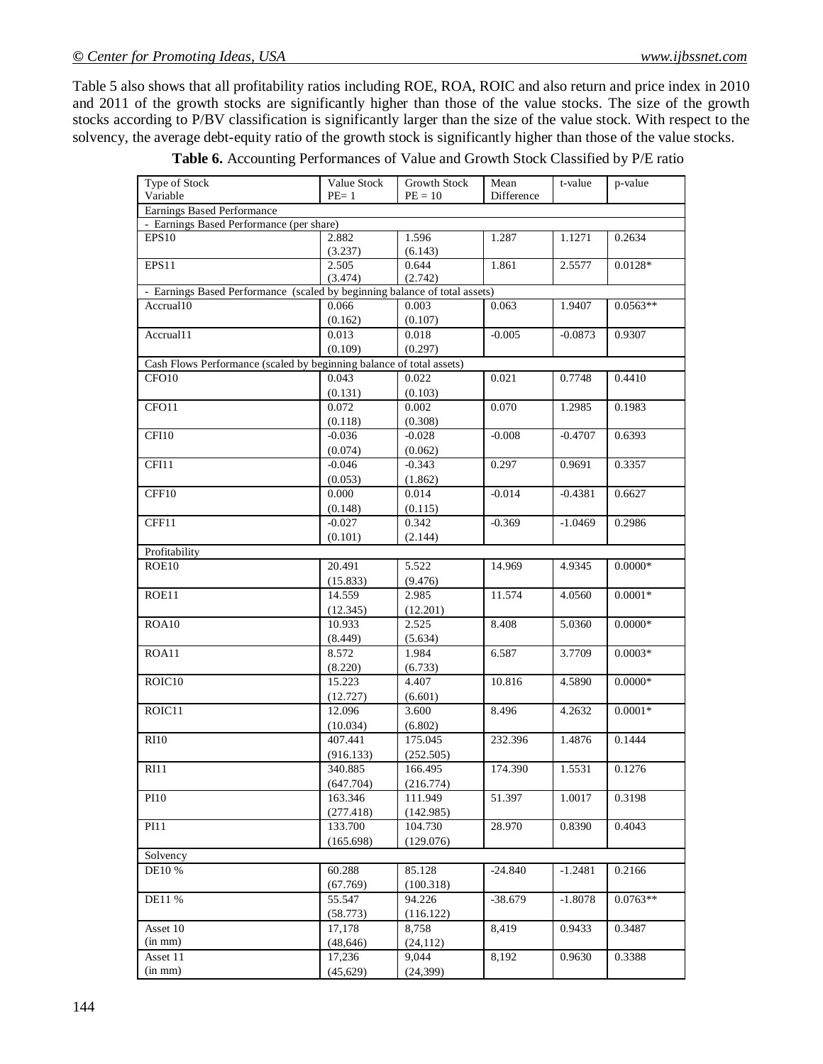Table 5 also shows that all profitability ratios including ROE, ROA, ROIC and also return and price index in 2010 and 2011 of the growth stocks are significantly higher than those of the value stocks. The size of the growth stocks according to P/BV classification is significantly larger than the size of the value stock. With respect to the solvency, the average debt-equity ratio of the growth stock is significantly higher than those of the value stocks.

**Table 6.** Accounting Performances of Value and Growth Stock Classified by P/E ratio

| Type of Stock<br>Variable | Value Stock<br>PE= 1 | Growth Stock<br>PE = 10 | Mean Difference | t-value | p-value |
|---|---|---|---|---|---|
| Earnings Based Performance | | | | | |
| - Earnings Based Performance (per share) | | | | | |
| EPS10 | 2.882<br>(3.237) | 1.596<br>(6.143) | 1.287 | 1.1271 | 0.2634 |
| EPS11 | 2.505<br>(3.474) | 0.644<br>(2.742) | 1.861 | 2.5577 | 0.0128* |
| - Earnings Based Performance (scaled by beginning balance of total assets) | | | | | |
| Accrual10 | 0.066<br>(0.162) | 0.003<br>(0.107) | 0.063 | 1.9407 | 0.0563** |
| Accrual11 | 0.013<br>(0.109) | 0.018<br>(0.297) | -0.005 | -0.0873 | 0.9307 |
| Cash Flows Performance (scaled by beginning balance of total assets) | | | | | |
| CFO10 | 0.043<br>(0.131) | 0.022<br>(0.103) | 0.021 | 0.7748 | 0.4410 |
| CFO11 | 0.072<br>(0.118) | 0.002<br>(0.308) | 0.070 | 1.2985 | 0.1983 |
| CFI10 | -0.036<br>(0.074) | -0.028<br>(0.062) | -0.008 | -0.4707 | 0.6393 |
| CFI11 | -0.046<br>(0.053) | -0.343<br>(1.862) | 0.297 | 0.9691 | 0.3357 |
| CFF10 | 0.000<br>(0.148) | 0.014<br>(0.115) | -0.014 | -0.4381 | 0.6627 |
| CFF11 | -0.027<br>(0.101) | 0.342<br>(2.144) | -0.369 | -1.0469 | 0.2986 |
| Profitability | | | | | |
| ROE10 | 20.491<br>(15.833) | 5.522<br>(9.476) | 14.969 | 4.9345 | 0.0000* |
| ROE11 | 14.559<br>(12.345) | 2.985<br>(12.201) | 11.574 | 4.0560 | 0.0001* |
| ROA10 | 10.933<br>(8.449) | 2.525<br>(5.634) | 8.408 | 5.0360 | 0.0000* |
| ROA11 | 8.572<br>(8.220) | 1.984<br>(6.733) | 6.587 | 3.7709 | 0.0003* |
| ROIC10 | 15.223<br>(12.727) | 4.407<br>(6.601) | 10.816 | 4.5890 | 0.0000* |
| ROIC11 | 12.096<br>(10.034) | 3.600<br>(6.802) | 8.496 | 4.2632 | 0.0001* |
| RI10 | 407.441<br>(916.133) | 175.045<br>(252.505) | 232.396 | 1.4876 | 0.1444 |
| RI11 | 340.885<br>(647.704) | 166.495<br>(216.774) | 174.390 | 1.5531 | 0.1276 |
| PI10 | 163.346<br>(277.418) | 111.949<br>(142.985) | 51.397 | 1.0017 | 0.3198 |
| PI11 | 133.700<br>(165.698) | 104.730<br>(129.076) | 28.970 | 0.8390 | 0.4043 |
| Solvency | | | | | |
| DE10 % | 60.288<br>(67.769) | 85.128<br>(100.318) | -24.840 | -1.2481 | 0.2166 |
| DE11 % | 55.547<br>(58.773) | 94.226<br>(116.122) | -38.679 | -1.8078 | 0.0763** |
| Asset 10<br>(in mm) | 17,178<br>(48,646) | 8,758<br>(24,112) | 8,419 | 0.9433 | 0.3487 |
| Asset 11<br>(in mm) | 17,236<br>(45,629) | 9,044<br>(24,399) | 8,192 | 0.9630 | 0.3388 |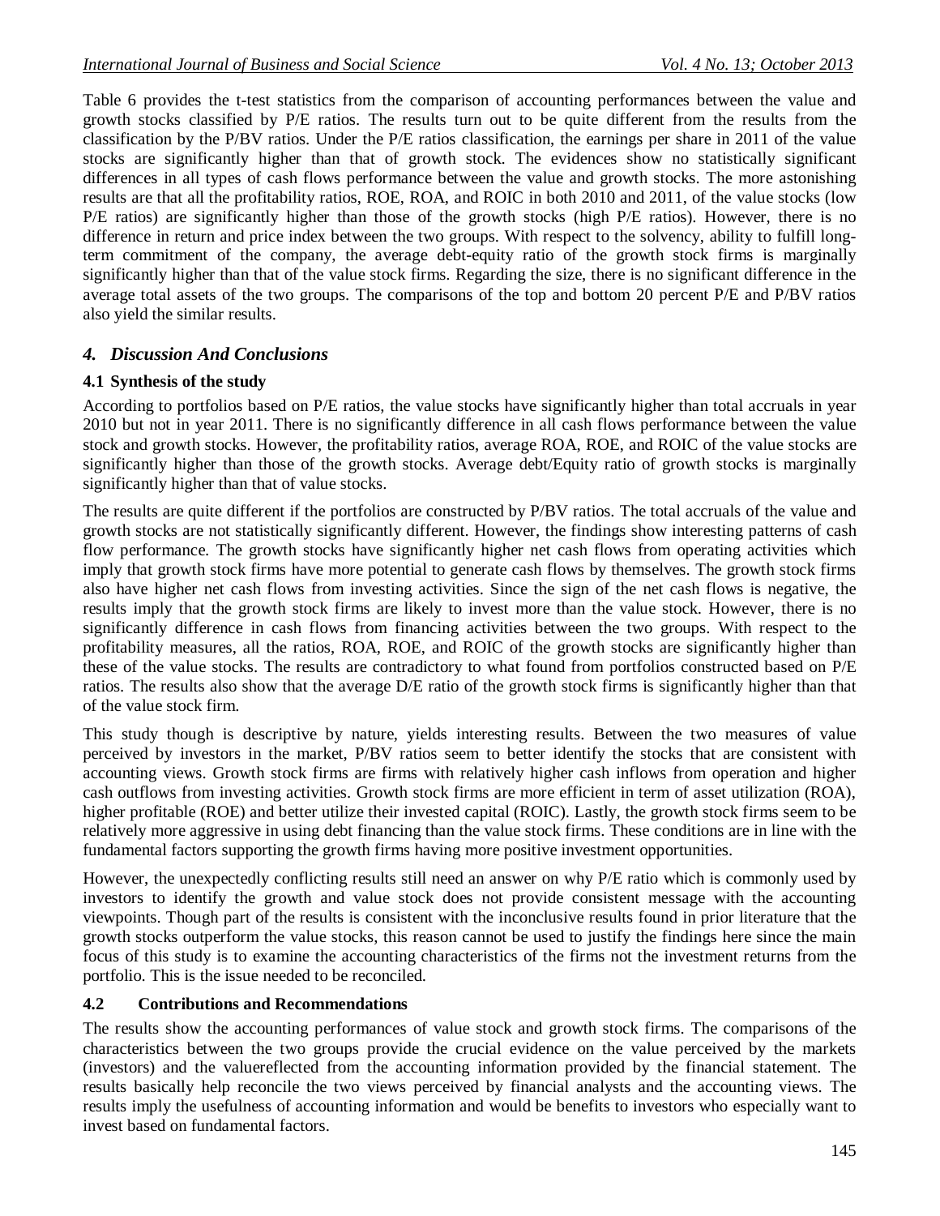Table 6 provides the t-test statistics from the comparison of accounting performances between the value and growth stocks classified by P/E ratios. The results turn out to be quite different from the results from the classification by the P/BV ratios. Under the P/E ratios classification, the earnings per share in 2011 of the value stocks are significantly higher than that of growth stock. The evidences show no statistically significant differences in all types of cash flows performance between the value and growth stocks. The more astonishing results are that all the profitability ratios, ROE, ROA, and ROIC in both 2010 and 2011, of the value stocks (low P/E ratios) are significantly higher than those of the growth stocks (high P/E ratios). However, there is no difference in return and price index between the two groups. With respect to the solvency, ability to fulfill long-term commitment of the company, the average debt-equity ratio of the growth stock firms is marginally significantly higher than that of the value stock firms. Regarding the size, there is no significant difference in the average total assets of the two groups. The comparisons of the top and bottom 20 percent P/E and P/BV ratios also yield the similar results.

## *4. Discussion And Conclusions*

### 4.1 Synthesis of the study

According to portfolios based on P/E ratios, the value stocks have significantly higher than total accruals in year 2010 but not in year 2011. There is no significantly difference in all cash flows performance between the value stock and growth stocks. However, the profitability ratios, average ROA, ROE, and ROIC of the value stocks are significantly higher than those of the growth stocks. Average debt/Equity ratio of growth stocks is marginally significantly higher than that of value stocks.

The results are quite different if the portfolios are constructed by P/BV ratios. The total accruals of the value and growth stocks are not statistically significantly different. However, the findings show interesting patterns of cash flow performance. The growth stocks have significantly higher net cash flows from operating activities which imply that growth stock firms have more potential to generate cash flows by themselves. The growth stock firms also have higher net cash flows from investing activities. Since the sign of the net cash flows is negative, the results imply that the growth stock firms are likely to invest more than the value stock. However, there is no significantly difference in cash flows from financing activities between the two groups. With respect to the profitability measures, all the ratios, ROA, ROE, and ROIC of the growth stocks are significantly higher than these of the value stocks. The results are contradictory to what found from portfolios constructed based on P/E ratios. The results also show that the average D/E ratio of the growth stock firms is significantly higher than that of the value stock firm.

This study though is descriptive by nature, yields interesting results. Between the two measures of value perceived by investors in the market, P/BV ratios seem to better identify the stocks that are consistent with accounting views. Growth stock firms are firms with relatively higher cash inflows from operation and higher cash outflows from investing activities. Growth stock firms are more efficient in term of asset utilization (ROA), higher profitable (ROE) and better utilize their invested capital (ROIC). Lastly, the growth stock firms seem to be relatively more aggressive in using debt financing than the value stock firms. These conditions are in line with the fundamental factors supporting the growth firms having more positive investment opportunities.

However, the unexpectedly conflicting results still need an answer on why P/E ratio which is commonly used by investors to identify the growth and value stock does not provide consistent message with the accounting viewpoints. Though part of the results is consistent with the inconclusive results found in prior literature that the growth stocks outperform the value stocks, this reason cannot be used to justify the findings here since the main focus of this study is to examine the accounting characteristics of the firms not the investment returns from the portfolio. This is the issue needed to be reconciled.

### 4.2 Contributions and Recommendations

The results show the accounting performances of value stock and growth stock firms. The comparisons of the characteristics between the two groups provide the crucial evidence on the value perceived by the markets (investors) and the valuereflected from the accounting information provided by the financial statement. The results basically help reconcile the two views perceived by financial analysts and the accounting views. The results imply the usefulness of accounting information and would be benefits to investors who especially want to invest based on fundamental factors.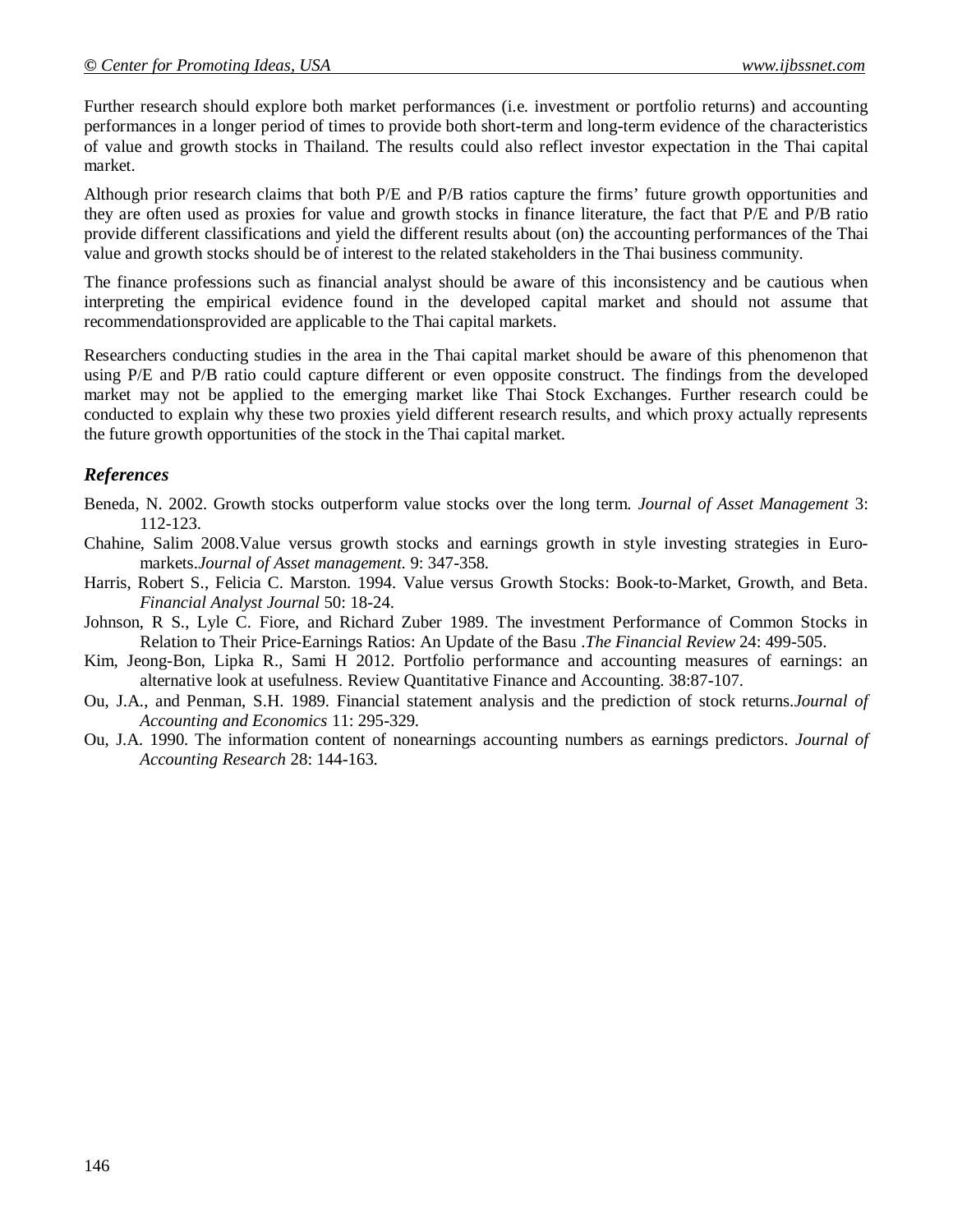Further research should explore both market performances (i.e. investment or portfolio returns) and accounting performances in a longer period of times to provide both short-term and long-term evidence of the characteristics of value and growth stocks in Thailand. The results could also reflect investor expectation in the Thai capital market.

Although prior research claims that both P/E and P/B ratios capture the firms' future growth opportunities and they are often used as proxies for value and growth stocks in finance literature, the fact that P/E and P/B ratio provide different classifications and yield the different results about (on) the accounting performances of the Thai value and growth stocks should be of interest to the related stakeholders in the Thai business community.

The finance professions such as financial analyst should be aware of this inconsistency and be cautious when interpreting the empirical evidence found in the developed capital market and should not assume that recommendationsprovided are applicable to the Thai capital markets.

Researchers conducting studies in the area in the Thai capital market should be aware of this phenomenon that using P/E and P/B ratio could capture different or even opposite construct. The findings from the developed market may not be applied to the emerging market like Thai Stock Exchanges. Further research could be conducted to explain why these two proxies yield different research results, and which proxy actually represents the future growth opportunities of the stock in the Thai capital market.

## References

Beneda, N. 2002. Growth stocks outperform value stocks over the long term. *Journal of Asset Management* 3: 112-123.

Chahine, Salim 2008.Value versus growth stocks and earnings growth in style investing strategies in Euro-markets.*Journal of Asset management*. 9: 347-358.

Harris, Robert S., Felicia C. Marston. 1994. Value versus Growth Stocks: Book-to-Market, Growth, and Beta. *Financial Analyst Journal* 50: 18-24.

Johnson, R S., Lyle C. Fiore, and Richard Zuber 1989. The investment Performance of Common Stocks in Relation to Their Price-Earnings Ratios: An Update of the Basu .*The Financial Review* 24: 499-505.

Kim, Jeong-Bon, Lipka R., Sami H 2012. Portfolio performance and accounting measures of earnings: an alternative look at usefulness. Review Quantitative Finance and Accounting. 38:87-107.

Ou, J.A., and Penman, S.H. 1989. Financial statement analysis and the prediction of stock returns.*Journal of Accounting and Economics* 11: 295-329.

Ou, J.A. 1990. The information content of nonearnings accounting numbers as earnings predictors. *Journal of Accounting Research* 28: 144-163.